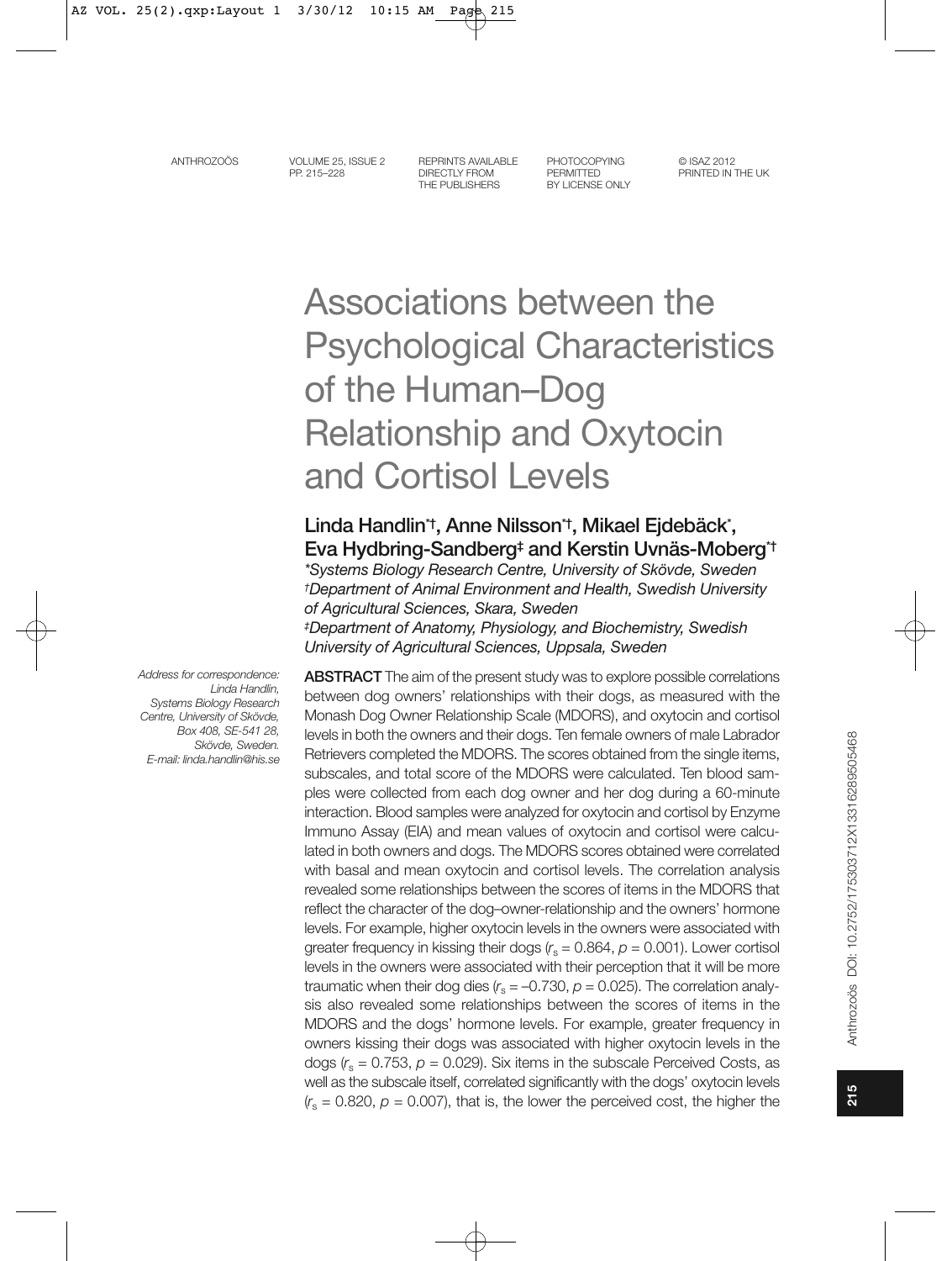# Associations between the Psychological Characteristics of the Human–Dog Relationship and Oxytocin and Cortisol Levels

**Linda Handlin[*†], Anne Nilsson[*†], Mikael Ejdebäck[*], Eva Hydbring-Sandberg[‡] and Kerstin Uvnäs-Moberg[*†]**

*[*]Systems Biology Research Centre, University of Skövde, Sweden*
*[†]Department of Animal Environment and Health, Swedish University of Agricultural Sciences, Skara, Sweden*
*[‡]Department of Anatomy, Physiology, and Biochemistry, Swedish University of Agricultural Sciences, Uppsala, Sweden*

*Address for correspondence: Linda Handlin, Systems Biology Research Centre, University of Skövde, Box 408, SE-541 28, Skövde, Sweden. E-mail: linda.handlin@his.se*

**ABSTRACT** The aim of the present study was to explore possible correlations between dog owners' relationships with their dogs, as measured with the Monash Dog Owner Relationship Scale (MDORS), and oxytocin and cortisol levels in both the owners and their dogs. Ten female owners of male Labrador Retrievers completed the MDORS. The scores obtained from the single items, subscales, and total score of the MDORS were calculated. Ten blood samples were collected from each dog owner and her dog during a 60-minute interaction. Blood samples were analyzed for oxytocin and cortisol by Enzyme Immuno Assay (EIA) and mean values of oxytocin and cortisol were calculated in both owners and dogs. The MDORS scores obtained were correlated with basal and mean oxytocin and cortisol levels. The correlation analysis revealed some relationships between the scores of items in the MDORS that reflect the character of the dog–owner-relationship and the owners' hormone levels. For example, higher oxytocin levels in the owners were associated with greater frequency in kissing their dogs ($r_s = 0.864$, $p = 0.001$). Lower cortisol levels in the owners were associated with their perception that it will be more traumatic when their dog dies ($r_s = -0.730$, $p = 0.025$). The correlation analysis also revealed some relationships between the scores of items in the MDORS and the dogs' hormone levels. For example, greater frequency in owners kissing their dogs was associated with higher oxytocin levels in the dogs ($r_s = 0.753$, $p = 0.029$). Six items in the subscale Perceived Costs, as well as the subscale itself, correlated significantly with the dogs' oxytocin levels ($r_s = 0.820$, $p = 0.007$), that is, the lower the perceived cost, the higher the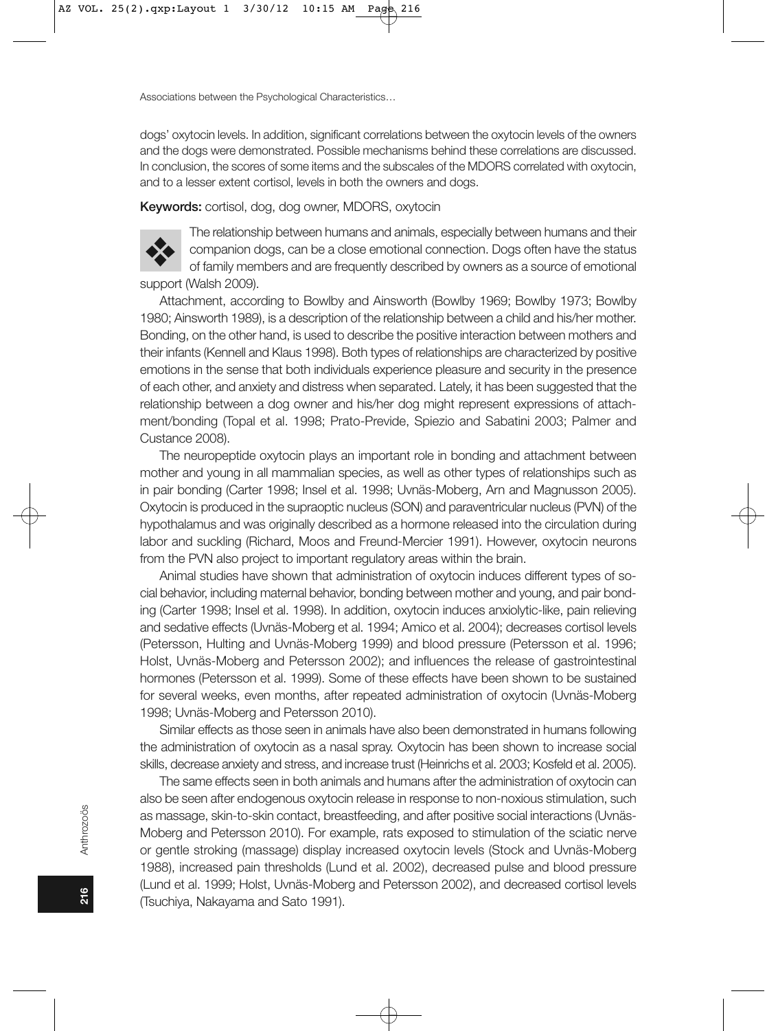dogs' oxytocin levels. In addition, significant correlations between the oxytocin levels of the owners and the dogs were demonstrated. Possible mechanisms behind these correlations are discussed. In conclusion, the scores of some items and the subscales of the MDORS correlated with oxytocin, and to a lesser extent cortisol, levels in both the owners and dogs.

**Keywords:** cortisol, dog, dog owner, MDORS, oxytocin

The relationship between humans and animals, especially between humans and their companion dogs, can be a close emotional connection. Dogs often have the status of family members and are frequently described by owners as a source of emotional support (Walsh 2009).

Attachment, according to Bowlby and Ainsworth (Bowlby 1969; Bowlby 1973; Bowlby 1980; Ainsworth 1989), is a description of the relationship between a child and his/her mother. Bonding, on the other hand, is used to describe the positive interaction between mothers and their infants (Kennell and Klaus 1998). Both types of relationships are characterized by positive emotions in the sense that both individuals experience pleasure and security in the presence of each other, and anxiety and distress when separated. Lately, it has been suggested that the relationship between a dog owner and his/her dog might represent expressions of attachment/bonding (Topal et al. 1998; Prato-Previde, Spiezio and Sabatini 2003; Palmer and Custance 2008).

The neuropeptide oxytocin plays an important role in bonding and attachment between mother and young in all mammalian species, as well as other types of relationships such as in pair bonding (Carter 1998; Insel et al. 1998; Uvnäs-Moberg, Arn and Magnusson 2005). Oxytocin is produced in the supraoptic nucleus (SON) and paraventricular nucleus (PVN) of the hypothalamus and was originally described as a hormone released into the circulation during labor and suckling (Richard, Moos and Freund-Mercier 1991). However, oxytocin neurons from the PVN also project to important regulatory areas within the brain.

Animal studies have shown that administration of oxytocin induces different types of social behavior, including maternal behavior, bonding between mother and young, and pair bonding (Carter 1998; Insel et al. 1998). In addition, oxytocin induces anxiolytic-like, pain relieving and sedative effects (Uvnäs-Moberg et al. 1994; Amico et al. 2004); decreases cortisol levels (Petersson, Hulting and Uvnäs-Moberg 1999) and blood pressure (Petersson et al. 1996; Holst, Uvnäs-Moberg and Petersson 2002); and influences the release of gastrointestinal hormones (Petersson et al. 1999). Some of these effects have been shown to be sustained for several weeks, even months, after repeated administration of oxytocin (Uvnäs-Moberg 1998; Uvnäs-Moberg and Petersson 2010).

Similar effects as those seen in animals have also been demonstrated in humans following the administration of oxytocin as a nasal spray. Oxytocin has been shown to increase social skills, decrease anxiety and stress, and increase trust (Heinrichs et al. 2003; Kosfeld et al. 2005).

The same effects seen in both animals and humans after the administration of oxytocin can also be seen after endogenous oxytocin release in response to non-noxious stimulation, such as massage, skin-to-skin contact, breastfeeding, and after positive social interactions (Uvnäs-Moberg and Petersson 2010). For example, rats exposed to stimulation of the sciatic nerve or gentle stroking (massage) display increased oxytocin levels (Stock and Uvnäs-Moberg 1988), increased pain thresholds (Lund et al. 2002), decreased pulse and blood pressure (Lund et al. 1999; Holst, Uvnäs-Moberg and Petersson 2002), and decreased cortisol levels (Tsuchiya, Nakayama and Sato 1991).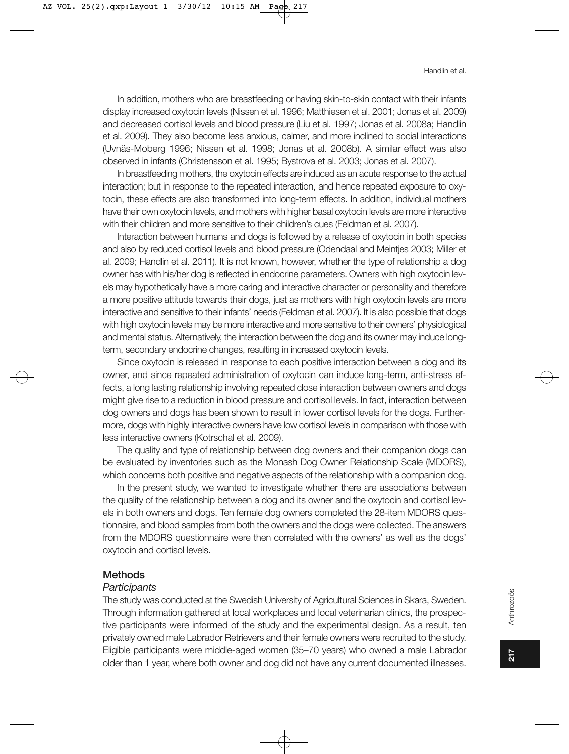In addition, mothers who are breastfeeding or having skin-to-skin contact with their infants display increased oxytocin levels (Nissen et al. 1996; Matthiesen et al. 2001; Jonas et al. 2009) and decreased cortisol levels and blood pressure (Liu et al. 1997; Jonas et al. 2008a; Handlin et al. 2009). They also become less anxious, calmer, and more inclined to social interactions (Uvnäs-Moberg 1996; Nissen et al. 1998; Jonas et al. 2008b). A similar effect was also observed in infants (Christensson et al. 1995; Bystrova et al. 2003; Jonas et al. 2007).

In breastfeeding mothers, the oxytocin effects are induced as an acute response to the actual interaction; but in response to the repeated interaction, and hence repeated exposure to oxytocin, these effects are also transformed into long-term effects. In addition, individual mothers have their own oxytocin levels, and mothers with higher basal oxytocin levels are more interactive with their children and more sensitive to their children's cues (Feldman et al. 2007).

Interaction between humans and dogs is followed by a release of oxytocin in both species and also by reduced cortisol levels and blood pressure (Odendaal and Meintjes 2003; Miller et al. 2009; Handlin et al. 2011). It is not known, however, whether the type of relationship a dog owner has with his/her dog is reflected in endocrine parameters. Owners with high oxytocin levels may hypothetically have a more caring and interactive character or personality and therefore a more positive attitude towards their dogs, just as mothers with high oxytocin levels are more interactive and sensitive to their infants' needs (Feldman et al. 2007). It is also possible that dogs with high oxytocin levels may be more interactive and more sensitive to their owners' physiological and mental status. Alternatively, the interaction between the dog and its owner may induce long-term, secondary endocrine changes, resulting in increased oxytocin levels.

Since oxytocin is released in response to each positive interaction between a dog and its owner, and since repeated administration of oxytocin can induce long-term, anti-stress effects, a long lasting relationship involving repeated close interaction between owners and dogs might give rise to a reduction in blood pressure and cortisol levels. In fact, interaction between dog owners and dogs has been shown to result in lower cortisol levels for the dogs. Furthermore, dogs with highly interactive owners have low cortisol levels in comparison with those with less interactive owners (Kotrschal et al. 2009).

The quality and type of relationship between dog owners and their companion dogs can be evaluated by inventories such as the Monash Dog Owner Relationship Scale (MDORS), which concerns both positive and negative aspects of the relationship with a companion dog.

In the present study, we wanted to investigate whether there are associations between the quality of the relationship between a dog and its owner and the oxytocin and cortisol levels in both owners and dogs. Ten female dog owners completed the 28-item MDORS questionnaire, and blood samples from both the owners and the dogs were collected. The answers from the MDORS questionnaire were then correlated with the owners' as well as the dogs' oxytocin and cortisol levels.

## Methods

### *Participants*

The study was conducted at the Swedish University of Agricultural Sciences in Skara, Sweden. Through information gathered at local workplaces and local veterinarian clinics, the prospective participants were informed of the study and the experimental design. As a result, ten privately owned male Labrador Retrievers and their female owners were recruited to the study. Eligible participants were middle-aged women (35–70 years) who owned a male Labrador older than 1 year, where both owner and dog did not have any current documented illnesses.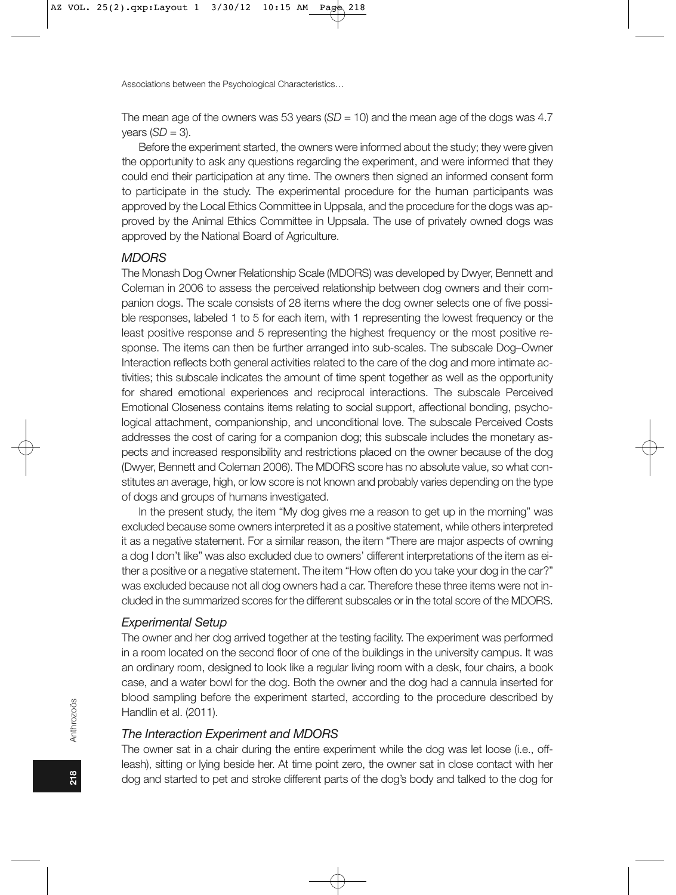The mean age of the owners was 53 years (*SD* = 10) and the mean age of the dogs was 4.7 years (*SD* = 3).

Before the experiment started, the owners were informed about the study; they were given the opportunity to ask any questions regarding the experiment, and were informed that they could end their participation at any time. The owners then signed an informed consent form to participate in the study. The experimental procedure for the human participants was approved by the Local Ethics Committee in Uppsala, and the procedure for the dogs was approved by the Animal Ethics Committee in Uppsala. The use of privately owned dogs was approved by the National Board of Agriculture.

### *MDORS*

The Monash Dog Owner Relationship Scale (MDORS) was developed by Dwyer, Bennett and Coleman in 2006 to assess the perceived relationship between dog owners and their companion dogs. The scale consists of 28 items where the dog owner selects one of five possible responses, labeled 1 to 5 for each item, with 1 representing the lowest frequency or the least positive response and 5 representing the highest frequency or the most positive response. The items can then be further arranged into sub-scales. The subscale Dog–Owner Interaction reflects both general activities related to the care of the dog and more intimate activities; this subscale indicates the amount of time spent together as well as the opportunity for shared emotional experiences and reciprocal interactions. The subscale Perceived Emotional Closeness contains items relating to social support, affectional bonding, psychological attachment, companionship, and unconditional love. The subscale Perceived Costs addresses the cost of caring for a companion dog; this subscale includes the monetary aspects and increased responsibility and restrictions placed on the owner because of the dog (Dwyer, Bennett and Coleman 2006). The MDORS score has no absolute value, so what constitutes an average, high, or low score is not known and probably varies depending on the type of dogs and groups of humans investigated.

In the present study, the item "My dog gives me a reason to get up in the morning" was excluded because some owners interpreted it as a positive statement, while others interpreted it as a negative statement. For a similar reason, the item "There are major aspects of owning a dog I don't like" was also excluded due to owners' different interpretations of the item as either a positive or a negative statement. The item "How often do you take your dog in the car?" was excluded because not all dog owners had a car. Therefore these three items were not included in the summarized scores for the different subscales or in the total score of the MDORS.

### *Experimental Setup*

The owner and her dog arrived together at the testing facility. The experiment was performed in a room located on the second floor of one of the buildings in the university campus. It was an ordinary room, designed to look like a regular living room with a desk, four chairs, a book case, and a water bowl for the dog. Both the owner and the dog had a cannula inserted for blood sampling before the experiment started, according to the procedure described by Handlin et al. (2011).

### *The Interaction Experiment and MDORS*

The owner sat in a chair during the entire experiment while the dog was let loose (i.e., off-leash), sitting or lying beside her. At time point zero, the owner sat in close contact with her dog and started to pet and stroke different parts of the dog's body and talked to the dog for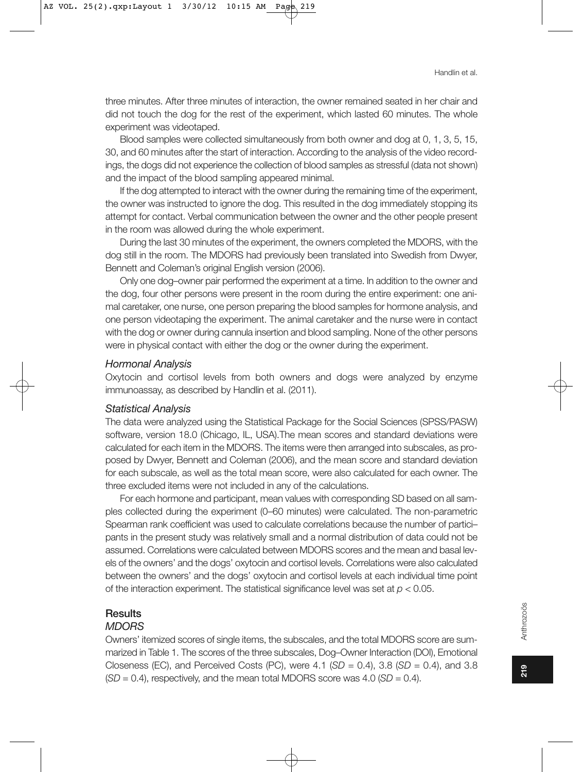three minutes. After three minutes of interaction, the owner remained seated in her chair and did not touch the dog for the rest of the experiment, which lasted 60 minutes. The whole experiment was videotaped.

Blood samples were collected simultaneously from both owner and dog at 0, 1, 3, 5, 15, 30, and 60 minutes after the start of interaction. According to the analysis of the video recordings, the dogs did not experience the collection of blood samples as stressful (data not shown) and the impact of the blood sampling appeared minimal.

If the dog attempted to interact with the owner during the remaining time of the experiment, the owner was instructed to ignore the dog. This resulted in the dog immediately stopping its attempt for contact. Verbal communication between the owner and the other people present in the room was allowed during the whole experiment.

During the last 30 minutes of the experiment, the owners completed the MDORS, with the dog still in the room. The MDORS had previously been translated into Swedish from Dwyer, Bennett and Coleman's original English version (2006).

Only one dog–owner pair performed the experiment at a time. In addition to the owner and the dog, four other persons were present in the room during the entire experiment: one animal caretaker, one nurse, one person preparing the blood samples for hormone analysis, and one person videotaping the experiment. The animal caretaker and the nurse were in contact with the dog or owner during cannula insertion and blood sampling. None of the other persons were in physical contact with either the dog or the owner during the experiment.

### *Hormonal Analysis*

Oxytocin and cortisol levels from both owners and dogs were analyzed by enzyme immunoassay, as described by Handlin et al. (2011).

### *Statistical Analysis*

The data were analyzed using the Statistical Package for the Social Sciences (SPSS/PASW) software, version 18.0 (Chicago, IL, USA).The mean scores and standard deviations were calculated for each item in the MDORS. The items were then arranged into subscales, as proposed by Dwyer, Bennett and Coleman (2006), and the mean score and standard deviation for each subscale, as well as the total mean score, were also calculated for each owner. The three excluded items were not included in any of the calculations.

For each hormone and participant, mean values with corresponding SD based on all samples collected during the experiment (0–60 minutes) were calculated. The non-parametric Spearman rank coefficient was used to calculate correlations because the number of partici–pants in the present study was relatively small and a normal distribution of data could not be assumed. Correlations were calculated between MDORS scores and the mean and basal levels of the owners' and the dogs' oxytocin and cortisol levels. Correlations were also calculated between the owners' and the dogs' oxytocin and cortisol levels at each individual time point of the interaction experiment. The statistical significance level was set at $p < 0.05$.

## Results

### *MDORS*

Owners' itemized scores of single items, the subscales, and the total MDORS score are summarized in Table 1. The scores of the three subscales, Dog–Owner Interaction (DOI), Emotional Closeness (EC), and Perceived Costs (PC), were 4.1 ($SD = 0.4$), 3.8 ($SD = 0.4$), and 3.8 ($SD = 0.4$), respectively, and the mean total MDORS score was 4.0 ($SD = 0.4$).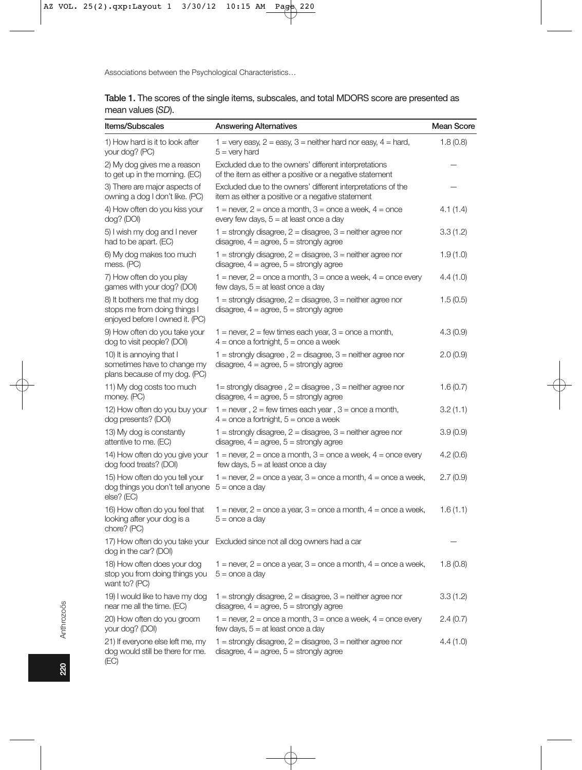**Table 1.** The scores of the single items, subscales, and total MDORS score are presented as mean values (*SD*).

| Items/Subscales | Answering Alternatives | Mean Score |
|---|---|---|
| 1) How hard is it to look after your dog? (PC) | 1 = very easy, 2 = easy, 3 = neither hard nor easy, 4 = hard, 5 = very hard | 1.8 (0.8) |
| 2) My dog gives me a reason to get up in the morning. (EC) | Excluded due to the owners' different interpretations of the item as either a positive or a negative statement | — |
| 3) There are major aspects of owning a dog I don't like. (PC) | Excluded due to the owners' different interpretations of the item as either a positive or a negative statement | — |
| 4) How often do you kiss your dog? (DOI) | 1 = never, 2 = once a month, 3 = once a week, 4 = once every few days, 5 = at least once a day | 4.1 (1.4) |
| 5) I wish my dog and I never had to be apart. (EC) | 1 = strongly disagree, 2 = disagree, 3 = neither agree nor disagree, 4 = agree, 5 = strongly agree | 3.3 (1.2) |
| 6) My dog makes too much mess. (PC) | 1 = strongly disagree, 2 = disagree, 3 = neither agree nor disagree, 4 = agree, 5 = strongly agree | 1.9 (1.0) |
| 7) How often do you play games with your dog? (DOI) | 1 = never, 2 = once a month, 3 = once a week, 4 = once every few days, 5 = at least once a day | 4.4 (1.0) |
| 8) It bothers me that my dog stops me from doing things I enjoyed before I owned it. (PC) | 1 = strongly disagree, 2 = disagree, 3 = neither agree nor disagree, 4 = agree, 5 = strongly agree | 1.5 (0.5) |
| 9) How often do you take your dog to visit people? (DOI) | 1 = never, 2 = few times each year, 3 = once a month, 4 = once a fortnight, 5 = once a week | 4.3 (0.9) |
| 10) It is annoying that I sometimes have to change my plans because of my dog. (PC) | 1 = strongly disagree , 2 = disagree, 3 = neither agree nor disagree, 4 = agree, 5 = strongly agree | 2.0 (0.9) |
| 11) My dog costs too much money. (PC) | 1= strongly disagree , 2 = disagree , 3 = neither agree nor disagree, 4 = agree, 5 = strongly agree | 1.6 (0.7) |
| 12) How often do you buy your dog presents? (DOI) | 1 = never , 2 = few times each year , 3 = once a month, 4 = once a fortnight, 5 = once a week | 3.2 (1.1) |
| 13) My dog is constantly attentive to me. (EC) | 1 = strongly disagree, 2 = disagree, 3 = neither agree nor disagree, 4 = agree, 5 = strongly agree | 3.9 (0.9) |
| 14) How often do you give your dog food treats? (DOI) | 1 = never, 2 = once a month, 3 = once a week, 4 = once every few days, 5 = at least once a day | 4.2 (0.6) |
| 15) How often do you tell your dog things you don't tell anyone else? (EC) | 1 = never, 2 = once a year, 3 = once a month, 4 = once a week, 5 = once a day | 2.7 (0.9) |
| 16) How often do you feel that looking after your dog is a chore? (PC) | 1 = never, 2 = once a year, 3 = once a month, 4 = once a week, 5 = once a day | 1.6 (1.1) |
| 17) How often do you take your dog in the car? (DOI) | Excluded since not all dog owners had a car | — |
| 18) How often does your dog stop you from doing things you want to? (PC) | 1 = never, 2 = once a year, 3 = once a month, 4 = once a week, 5 = once a day | 1.8 (0.8) |
| 19) I would like to have my dog near me all the time. (EC) | 1 = strongly disagree, 2 = disagree, 3 = neither agree nor disagree, 4 = agree, 5 = strongly agree | 3.3 (1.2) |
| 20) How often do you groom your dog? (DOI) | 1 = never, 2 = once a month, 3 = once a week, 4 = once every few days, 5 = at least once a day | 2.4 (0.7) |
| 21) If everyone else left me, my dog would still be there for me. (EC) | 1 = strongly disagree, 2 = disagree, 3 = neither agree nor disagree, 4 = agree, 5 = strongly agree | 4.4 (1.0) |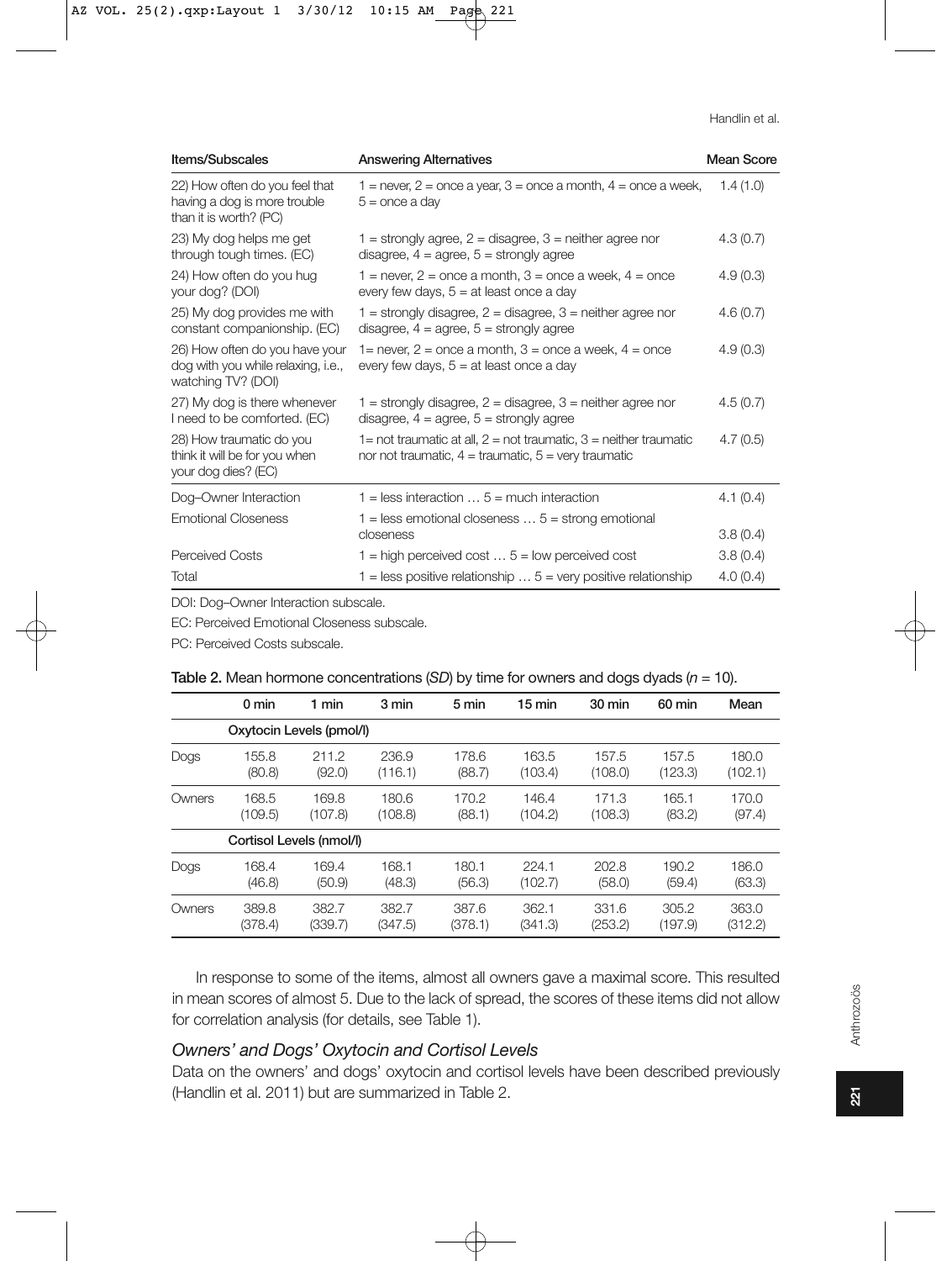| Items/Subscales | Answering Alternatives | Mean Score |
| --- | --- | --- |
| 22) How often do you feel that having a dog is more trouble than it is worth? (PC) | 1 = never, 2 = once a year, 3 = once a month, 4 = once a week, 5 = once a day | 1.4 (1.0) |
| 23) My dog helps me get through tough times. (EC) | 1 = strongly agree, 2 = disagree, 3 = neither agree nor disagree, 4 = agree, 5 = strongly agree | 4.3 (0.7) |
| 24) How often do you hug your dog? (DOI) | 1 = never, 2 = once a month, 3 = once a week, 4 = once every few days, 5 = at least once a day | 4.9 (0.3) |
| 25) My dog provides me with constant companionship. (EC) | 1 = strongly disagree, 2 = disagree, 3 = neither agree nor disagree, 4 = agree, 5 = strongly agree | 4.6 (0.7) |
| 26) How often do you have your dog with you while relaxing, i.e., watching TV? (DOI) | 1= never, 2 = once a month, 3 = once a week, 4 = once every few days, 5 = at least once a day | 4.9 (0.3) |
| 27) My dog is there whenever I need to be comforted. (EC) | 1 = strongly disagree, 2 = disagree, 3 = neither agree nor disagree, 4 = agree, 5 = strongly agree | 4.5 (0.7) |
| 28) How traumatic do you think it will be for you when your dog dies? (EC) | 1= not traumatic at all, 2 = not traumatic, 3 = neither traumatic nor not traumatic, 4 = traumatic, 5 = very traumatic | 4.7 (0.5) |
| Dog–Owner Interaction | 1 = less interaction … 5 = much interaction | 4.1 (0.4) |
| Emotional Closeness | 1 = less emotional closeness … 5 = strong emotional closeness | 3.8 (0.4) |
| Perceived Costs | 1 = high perceived cost … 5 = low perceived cost | 3.8 (0.4) |
| Total | 1 = less positive relationship … 5 = very positive relationship | 4.0 (0.4) |

DOI: Dog–Owner Interaction subscale.

EC: Perceived Emotional Closeness subscale.

PC: Perceived Costs subscale.

**Table 2.** Mean hormone concentrations (*SD*) by time for owners and dogs dyads ($n = 10$).

| | 0 min | 1 min | 3 min | 5 min | 15 min | 30 min | 60 min | Mean |
| --- | --- | --- | --- | --- | --- | --- | --- | --- |
| | Oxytocin Levels (pmol/l) | | | | | | | |
| Dogs | 155.8 (80.8) | 211.2 (92.0) | 236.9 (116.1) | 178.6 (88.7) | 163.5 (103.4) | 157.5 (108.0) | 157.5 (123.3) | 180.0 (102.1) |
| Owners | 168.5 (109.5) | 169.8 (107.8) | 180.6 (108.8) | 170.2 (88.1) | 146.4 (104.2) | 171.3 (108.3) | 165.1 (83.2) | 170.0 (97.4) |
| | Cortisol Levels (nmol/l) | | | | | | | |
| Dogs | 168.4 (46.8) | 169.4 (50.9) | 168.1 (48.3) | 180.1 (56.3) | 224.1 (102.7) | 202.8 (58.0) | 190.2 (59.4) | 186.0 (63.3) |
| Owners | 389.8 (378.4) | 382.7 (339.7) | 382.7 (347.5) | 387.6 (378.1) | 362.1 (341.3) | 331.6 (253.2) | 305.2 (197.9) | 363.0 (312.2) |

In response to some of the items, almost all owners gave a maximal score. This resulted in mean scores of almost 5. Due to the lack of spread, the scores of these items did not allow for correlation analysis (for details, see Table 1).

### *Owners' and Dogs' Oxytocin and Cortisol Levels*

Data on the owners' and dogs' oxytocin and cortisol levels have been described previously (Handlin et al. 2011) but are summarized in Table 2.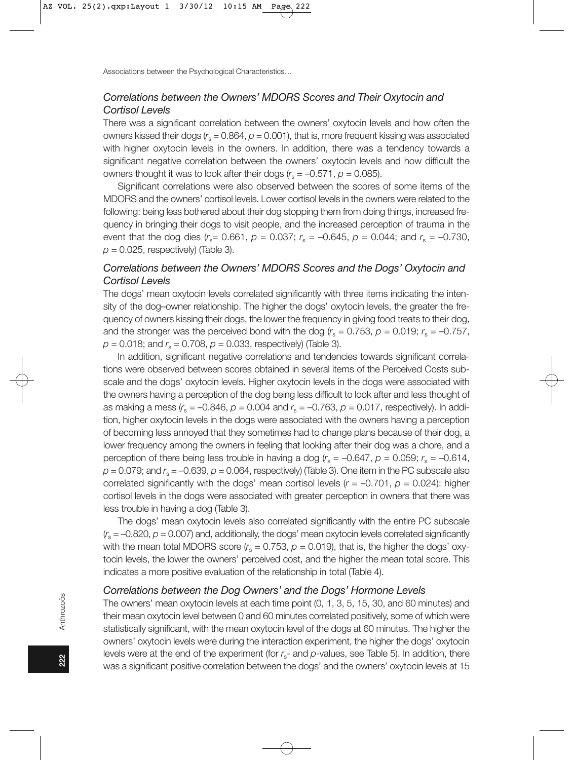### *Correlations between the Owners' MDORS Scores and Their Oxytocin and Cortisol Levels*

There was a significant correlation between the owners' oxytocin levels and how often the owners kissed their dogs ($r_s = 0.864$, $p = 0.001$), that is, more frequent kissing was associated with higher oxytocin levels in the owners. In addition, there was a tendency towards a significant negative correlation between the owners' oxytocin levels and how difficult the owners thought it was to look after their dogs ($r_s = -0.571$, $p = 0.085$).

Significant correlations were also observed between the scores of some items of the MDORS and the owners' cortisol levels. Lower cortisol levels in the owners were related to the following: being less bothered about their dog stopping them from doing things, increased frequency in bringing their dogs to visit people, and the increased perception of trauma in the event that the dog dies ($r_s = 0.661$, $p = 0.037$; $r_s = -0.645$, $p = 0.044$; and $r_s = -0.730$, $p = 0.025$, respectively) (Table 3).

### *Correlations between the Owners' MDORS Scores and the Dogs' Oxytocin and Cortisol Levels*

The dogs' mean oxytocin levels correlated significantly with three items indicating the intensity of the dog–owner relationship. The higher the dogs' oxytocin levels, the greater the frequency of owners kissing their dogs, the lower the frequency in giving food treats to their dog, and the stronger was the perceived bond with the dog ($r_s = 0.753$, $p = 0.019$; $r_s = -0.757$, $p = 0.018$; and $r_s = 0.708$, $p = 0.033$, respectively) (Table 3).

In addition, significant negative correlations and tendencies towards significant correlations were observed between scores obtained in several items of the Perceived Costs subscale and the dogs' oxytocin levels. Higher oxytocin levels in the dogs were associated with the owners having a perception of the dog being less difficult to look after and less thought of as making a mess ($r_s = -0.846$, $p = 0.004$ and $r_s = -0.763$, $p = 0.017$, respectively). In addition, higher oxytocin levels in the dogs were associated with the owners having a perception of becoming less annoyed that they sometimes had to change plans because of their dog, a lower frequency among the owners in feeling that looking after their dog was a chore, and a perception of there being less trouble in having a dog ($r_s = -0.647$, $p = 0.059$; $r_s = -0.614$, $p = 0.079$; and $r_s = -0.639$, $p = 0.064$, respectively) (Table 3). One item in the PC subscale also correlated significantly with the dogs' mean cortisol levels ($r = -0.701$, $p = 0.024$): higher cortisol levels in the dogs were associated with greater perception in owners that there was less trouble in having a dog (Table 3).

The dogs' mean oxytocin levels also correlated significantly with the entire PC subscale ($r_s = -0.820$, $p = 0.007$) and, additionally, the dogs' mean oxytocin levels correlated significantly with the mean total MDORS score ($r_s = 0.753$, $p = 0.019$), that is, the higher the dogs' oxytocin levels, the lower the owners' perceived cost, and the higher the mean total score. This indicates a more positive evaluation of the relationship in total (Table 4).

### *Correlations between the Dog Owners' and the Dogs' Hormone Levels*

The owners' mean oxytocin levels at each time point (0, 1, 3, 5, 15, 30, and 60 minutes) and their mean oxytocin level between 0 and 60 minutes correlated positively, some of which were statistically significant, with the mean oxytocin level of the dogs at 60 minutes. The higher the owners' oxytocin levels were during the interaction experiment, the higher the dogs' oxytocin levels were at the end of the experiment (for $r_s$- and $p$-values, see Table 5). In addition, there was a significant positive correlation between the dogs' and the owners' oxytocin levels at 15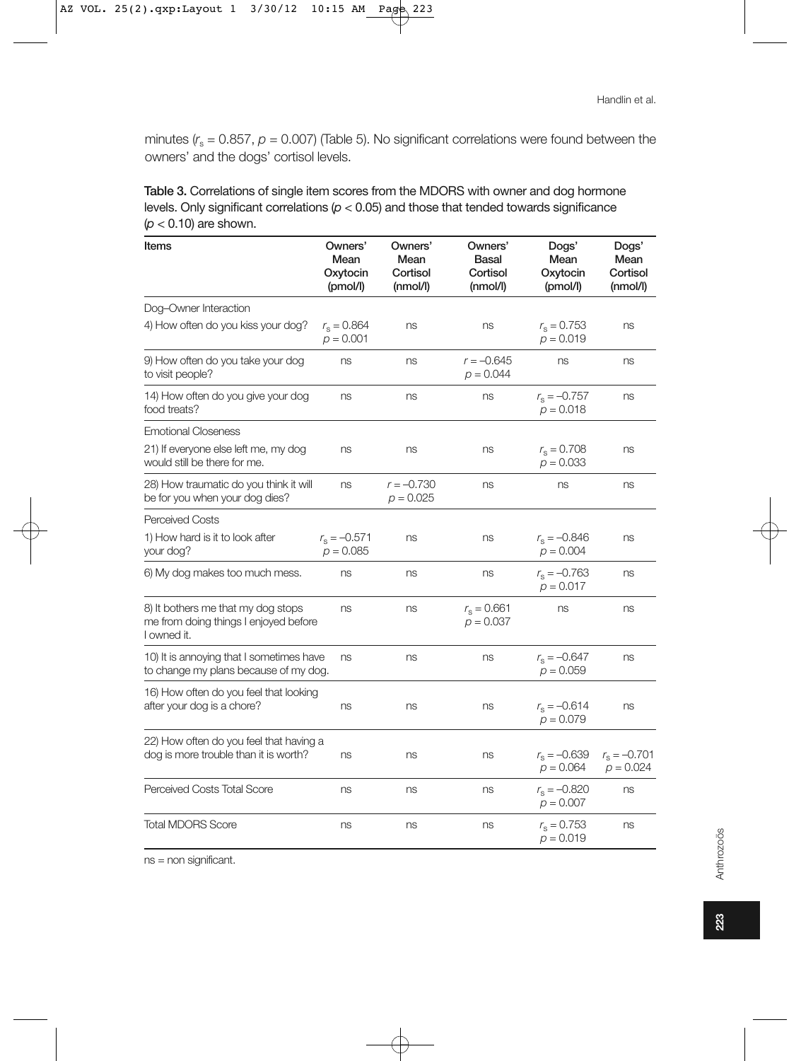minutes ($r_s = 0.857$, $p = 0.007$) (Table 5). No significant correlations were found between the owners' and the dogs' cortisol levels.

**Table 3.** Correlations of single item scores from the MDORS with owner and dog hormone levels. Only significant correlations ($p < 0.05$) and those that tended towards significance ($p < 0.10$) are shown.

| Items | Owners' Mean Oxytocin (pmol/l) | Owners' Mean Cortisol (nmol/l) | Owners' Basal Cortisol (nmol/l) | Dogs' Mean Oxytocin (pmol/l) | Dogs' Mean Cortisol (nmol/l) |
|---|---|---|---|---|---|
| Dog–Owner Interaction | | | | | |
| 4) How often do you kiss your dog? | $r_s = 0.864$ $p = 0.001$ | ns | ns | $r_s = 0.753$ $p = 0.019$ | ns |
| 9) How often do you take your dog to visit people? | ns | ns | $r = -0.645$ $p = 0.044$ | ns | ns |
| 14) How often do you give your dog food treats? | ns | ns | ns | $r_s = -0.757$ $p = 0.018$ | ns |
| Emotional Closeness | | | | | |
| 21) If everyone else left me, my dog would still be there for me. | ns | ns | ns | $r_s = 0.708$ $p = 0.033$ | ns |
| 28) How traumatic do you think it will be for you when your dog dies? | ns | $r = -0.730$ $p = 0.025$ | ns | ns | ns |
| Perceived Costs | | | | | |
| 1) How hard is it to look after your dog? | $r_s = -0.571$ $p = 0.085$ | ns | ns | $r_s = -0.846$ $p = 0.004$ | ns |
| 6) My dog makes too much mess. | ns | ns | ns | $r_s = -0.763$ $p = 0.017$ | ns |
| 8) It bothers me that my dog stops me from doing things I enjoyed before I owned it. | ns | ns | $r_s = 0.661$ $p = 0.037$ | ns | ns |
| 10) It is annoying that I sometimes have to change my plans because of my dog. | ns | ns | ns | $r_s = -0.647$ $p = 0.059$ | ns |
| 16) How often do you feel that looking after your dog is a chore? | ns | ns | ns | $r_s = -0.614$ $p = 0.079$ | ns |
| 22) How often do you feel that having a dog is more trouble than it is worth? | ns | ns | ns | $r_s = -0.639$ $p = 0.064$ | $r_s = -0.701$ $p = 0.024$ |
| Perceived Costs Total Score | ns | ns | ns | $r_s = -0.820$ $p = 0.007$ | ns |
| Total MDORS Score | ns | ns | ns | $r_s = 0.753$ $p = 0.019$ | ns |

ns = non significant.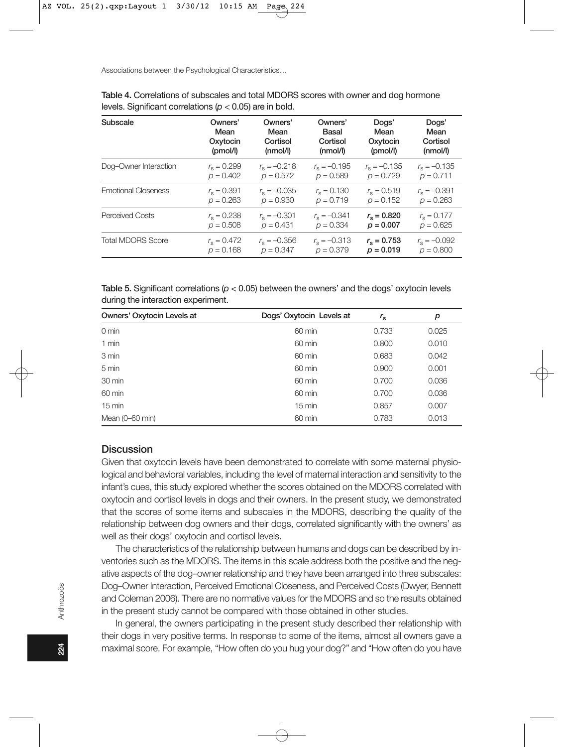**Table 4.** Correlations of subscales and total MDORS scores with owner and dog hormone levels. Significant correlations ($p < 0.05$) are in bold.

| Subscale | Owners' Mean Oxytocin (pmol/l) | Owners' Mean Cortisol (nmol/l) | Owners' Basal Cortisol (nmol/l) | Dogs' Mean Oxytocin (pmol/l) | Dogs' Mean Cortisol (nmol/l) |
|---|---|---|---|---|---|
| Dog–Owner Interaction | $r_s = 0.299$ $p = 0.402$ | $r_s = -0.218$ $p = 0.572$ | $r_s = -0.195$ $p = 0.589$ | $r_s = -0.135$ $p = 0.729$ | $r_s = -0.135$ $p = 0.711$ |
| Emotional Closeness | $r_s = 0.391$ $p = 0.263$ | $r_s = -0.035$ $p = 0.930$ | $r_s = 0.130$ $p = 0.719$ | $r_s = 0.519$ $p = 0.152$ | $r_s = -0.391$ $p = 0.263$ |
| Perceived Costs | $r_s = 0.238$ $p = 0.508$ | $r_s = -0.301$ $p = 0.431$ | $r_s = -0.341$ $p = 0.334$ | **$r_s = 0.820$ $p = 0.007$** | $r_s = 0.177$ $p = 0.625$ |
| Total MDORS Score | $r_s = 0.472$ $p = 0.168$ | $r_s = -0.356$ $p = 0.347$ | $r_s = -0.313$ $p = 0.379$ | **$r_s = 0.753$ $p = 0.019$** | $r_s = -0.092$ $p = 0.800$ |

**Table 5.** Significant correlations ($p < 0.05$) between the owners' and the dogs' oxytocin levels during the interaction experiment.

| Owners' Oxytocin Levels at | Dogs' Oxytocin Levels at | $r_s$ | $p$ |
|---|---|---|---|
| 0 min | 60 min | 0.733 | 0.025 |
| 1 min | 60 min | 0.800 | 0.010 |
| 3 min | 60 min | 0.683 | 0.042 |
| 5 min | 60 min | 0.900 | 0.001 |
| 30 min | 60 min | 0.700 | 0.036 |
| 60 min | 60 min | 0.700 | 0.036 |
| 15 min | 15 min | 0.857 | 0.007 |
| Mean (0–60 min) | 60 min | 0.783 | 0.013 |

## Discussion

Given that oxytocin levels have been demonstrated to correlate with some maternal physiological and behavioral variables, including the level of maternal interaction and sensitivity to the infant's cues, this study explored whether the scores obtained on the MDORS correlated with oxytocin and cortisol levels in dogs and their owners. In the present study, we demonstrated that the scores of some items and subscales in the MDORS, describing the quality of the relationship between dog owners and their dogs, correlated significantly with the owners' as well as their dogs' oxytocin and cortisol levels.

The characteristics of the relationship between humans and dogs can be described by inventories such as the MDORS. The items in this scale address both the positive and the negative aspects of the dog–owner relationship and they have been arranged into three subscales: Dog–Owner Interaction, Perceived Emotional Closeness, and Perceived Costs (Dwyer, Bennett and Coleman 2006). There are no normative values for the MDORS and so the results obtained in the present study cannot be compared with those obtained in other studies.

In general, the owners participating in the present study described their relationship with their dogs in very positive terms. In response to some of the items, almost all owners gave a maximal score. For example, "How often do you hug your dog?" and "How often do you have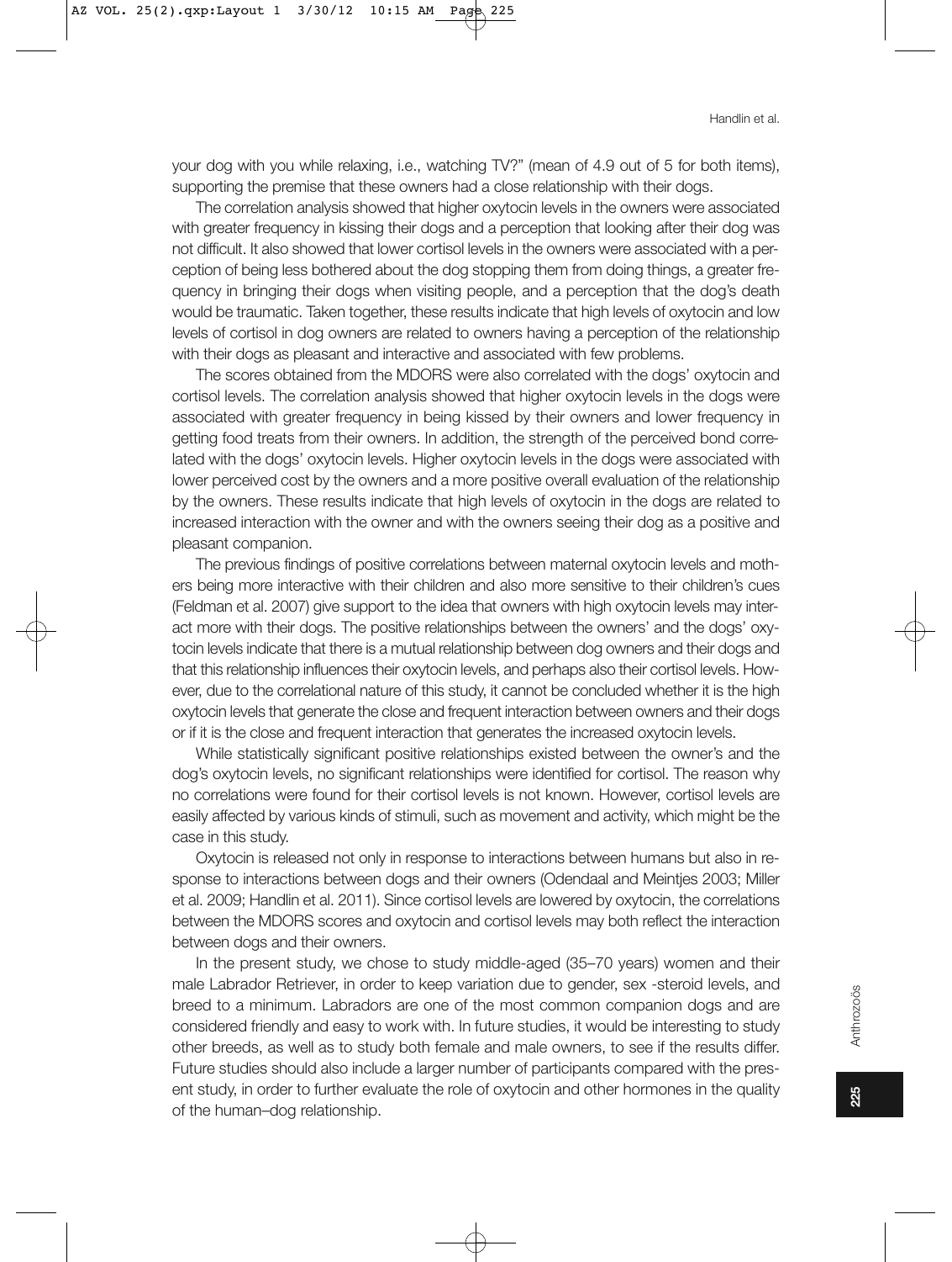your dog with you while relaxing, i.e., watching TV?" (mean of 4.9 out of 5 for both items), supporting the premise that these owners had a close relationship with their dogs.

The correlation analysis showed that higher oxytocin levels in the owners were associated with greater frequency in kissing their dogs and a perception that looking after their dog was not difficult. It also showed that lower cortisol levels in the owners were associated with a perception of being less bothered about the dog stopping them from doing things, a greater frequency in bringing their dogs when visiting people, and a perception that the dog's death would be traumatic. Taken together, these results indicate that high levels of oxytocin and low levels of cortisol in dog owners are related to owners having a perception of the relationship with their dogs as pleasant and interactive and associated with few problems.

The scores obtained from the MDORS were also correlated with the dogs' oxytocin and cortisol levels. The correlation analysis showed that higher oxytocin levels in the dogs were associated with greater frequency in being kissed by their owners and lower frequency in getting food treats from their owners. In addition, the strength of the perceived bond correlated with the dogs' oxytocin levels. Higher oxytocin levels in the dogs were associated with lower perceived cost by the owners and a more positive overall evaluation of the relationship by the owners. These results indicate that high levels of oxytocin in the dogs are related to increased interaction with the owner and with the owners seeing their dog as a positive and pleasant companion.

The previous findings of positive correlations between maternal oxytocin levels and mothers being more interactive with their children and also more sensitive to their children's cues (Feldman et al. 2007) give support to the idea that owners with high oxytocin levels may interact more with their dogs. The positive relationships between the owners' and the dogs' oxytocin levels indicate that there is a mutual relationship between dog owners and their dogs and that this relationship influences their oxytocin levels, and perhaps also their cortisol levels. However, due to the correlational nature of this study, it cannot be concluded whether it is the high oxytocin levels that generate the close and frequent interaction between owners and their dogs or if it is the close and frequent interaction that generates the increased oxytocin levels.

While statistically significant positive relationships existed between the owner's and the dog's oxytocin levels, no significant relationships were identified for cortisol. The reason why no correlations were found for their cortisol levels is not known. However, cortisol levels are easily affected by various kinds of stimuli, such as movement and activity, which might be the case in this study.

Oxytocin is released not only in response to interactions between humans but also in response to interactions between dogs and their owners (Odendaal and Meintjes 2003; Miller et al. 2009; Handlin et al. 2011). Since cortisol levels are lowered by oxytocin, the correlations between the MDORS scores and oxytocin and cortisol levels may both reflect the interaction between dogs and their owners.

In the present study, we chose to study middle-aged (35–70 years) women and their male Labrador Retriever, in order to keep variation due to gender, sex -steroid levels, and breed to a minimum. Labradors are one of the most common companion dogs and are considered friendly and easy to work with. In future studies, it would be interesting to study other breeds, as well as to study both female and male owners, to see if the results differ. Future studies should also include a larger number of participants compared with the present study, in order to further evaluate the role of oxytocin and other hormones in the quality of the human–dog relationship.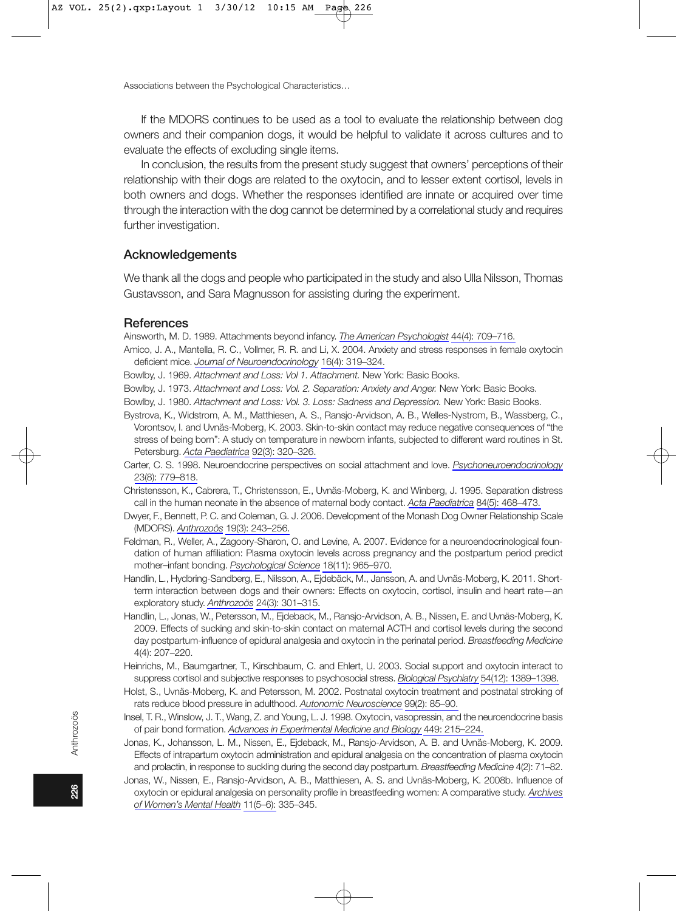If the MDORS continues to be used as a tool to evaluate the relationship between dog owners and their companion dogs, it would be helpful to validate it across cultures and to evaluate the effects of excluding single items.

In conclusion, the results from the present study suggest that owners' perceptions of their relationship with their dogs are related to the oxytocin, and to lesser extent cortisol, levels in both owners and dogs. Whether the responses identified are innate or acquired over time through the interaction with the dog cannot be determined by a correlational study and requires further investigation.

## Acknowledgements

We thank all the dogs and people who participated in the study and also Ulla Nilsson, Thomas Gustavsson, and Sara Magnusson for assisting during the experiment.

## References

Ainsworth, M. D. 1989. Attachments beyond infancy. *The American Psychologist* 44(4): 709–716.

Amico, J. A., Mantella, R. C., Vollmer, R. R. and Li, X. 2004. Anxiety and stress responses in female oxytocin deficient mice. *Journal of Neuroendocrinology* 16(4): 319–324.

Bowlby, J. 1969. *Attachment and Loss: Vol 1. Attachment.* New York: Basic Books.

Bowlby, J. 1973. *Attachment and Loss: Vol. 2. Separation: Anxiety and Anger.* New York: Basic Books.

Bowlby, J. 1980. *Attachment and Loss: Vol. 3. Loss: Sadness and Depression.* New York: Basic Books.

Bystrova, K., Widstrom, A. M., Matthiesen, A. S., Ransjo-Arvidson, A. B., Welles-Nystrom, B., Wassberg, C., Vorontsov, I. and Uvnäs-Moberg, K. 2003. Skin-to-skin contact may reduce negative consequences of "the stress of being born": A study on temperature in newborn infants, subjected to different ward routines in St. Petersburg. *Acta Paediatrica* 92(3): 320–326.

Carter, C. S. 1998. Neuroendocrine perspectives on social attachment and love. *Psychoneuroendocrinology* 23(8): 779–818.

Christensson, K., Cabrera, T., Christensson, E., Uvnäs-Moberg, K. and Winberg, J. 1995. Separation distress call in the human neonate in the absence of maternal body contact. *Acta Paediatrica* 84(5): 468–473.

Dwyer, F., Bennett, P. C. and Coleman, G. J. 2006. Development of the Monash Dog Owner Relationship Scale (MDORS). *Anthrozoös* 19(3): 243–256.

Feldman, R., Weller, A., Zagoory-Sharon, O. and Levine, A. 2007. Evidence for a neuroendocrinological foundation of human affiliation: Plasma oxytocin levels across pregnancy and the postpartum period predict mother–infant bonding. *Psychological Science* 18(11): 965–970.

Handlin, L., Hydbring-Sandberg, E., Nilsson, A., Ejdebäck, M., Jansson, A. and Uvnäs-Moberg, K. 2011. Short-term interaction between dogs and their owners: Effects on oxytocin, cortisol, insulin and heart rate—an exploratory study. *Anthrozoös* 24(3): 301–315.

Handlin, L., Jonas, W., Petersson, M., Ejdeback, M., Ransjo-Arvidson, A. B., Nissen, E. and Uvnäs-Moberg, K. 2009. Effects of sucking and skin-to-skin contact on maternal ACTH and cortisol levels during the second day postpartum-influence of epidural analgesia and oxytocin in the perinatal period. *Breastfeeding Medicine* 4(4): 207–220.

Heinrichs, M., Baumgartner, T., Kirschbaum, C. and Ehlert, U. 2003. Social support and oxytocin interact to suppress cortisol and subjective responses to psychosocial stress. *Biological Psychiatry* 54(12): 1389–1398.

Holst, S., Uvnäs-Moberg, K. and Petersson, M. 2002. Postnatal oxytocin treatment and postnatal stroking of rats reduce blood pressure in adulthood. *Autonomic Neuroscience* 99(2): 85–90.

Insel, T. R., Winslow, J. T., Wang, Z. and Young, L. J. 1998. Oxytocin, vasopressin, and the neuroendocrine basis of pair bond formation. *Advances in Experimental Medicine and Biology* 449: 215–224.

Jonas, K., Johansson, L. M., Nissen, E., Ejdeback, M., Ransjo-Arvidson, A. B. and Uvnäs-Moberg, K. 2009. Effects of intrapartum oxytocin administration and epidural analgesia on the concentration of plasma oxytocin and prolactin, in response to suckling during the second day postpartum. *Breastfeeding Medicine* 4(2): 71–82.

Jonas, W., Nissen, E., Ransjo-Arvidson, A. B., Matthiesen, A. S. and Uvnäs-Moberg, K. 2008b. Influence of oxytocin or epidural analgesia on personality profile in breastfeeding women: A comparative study. *Archives of Women's Mental Health* 11(5–6): 335–345.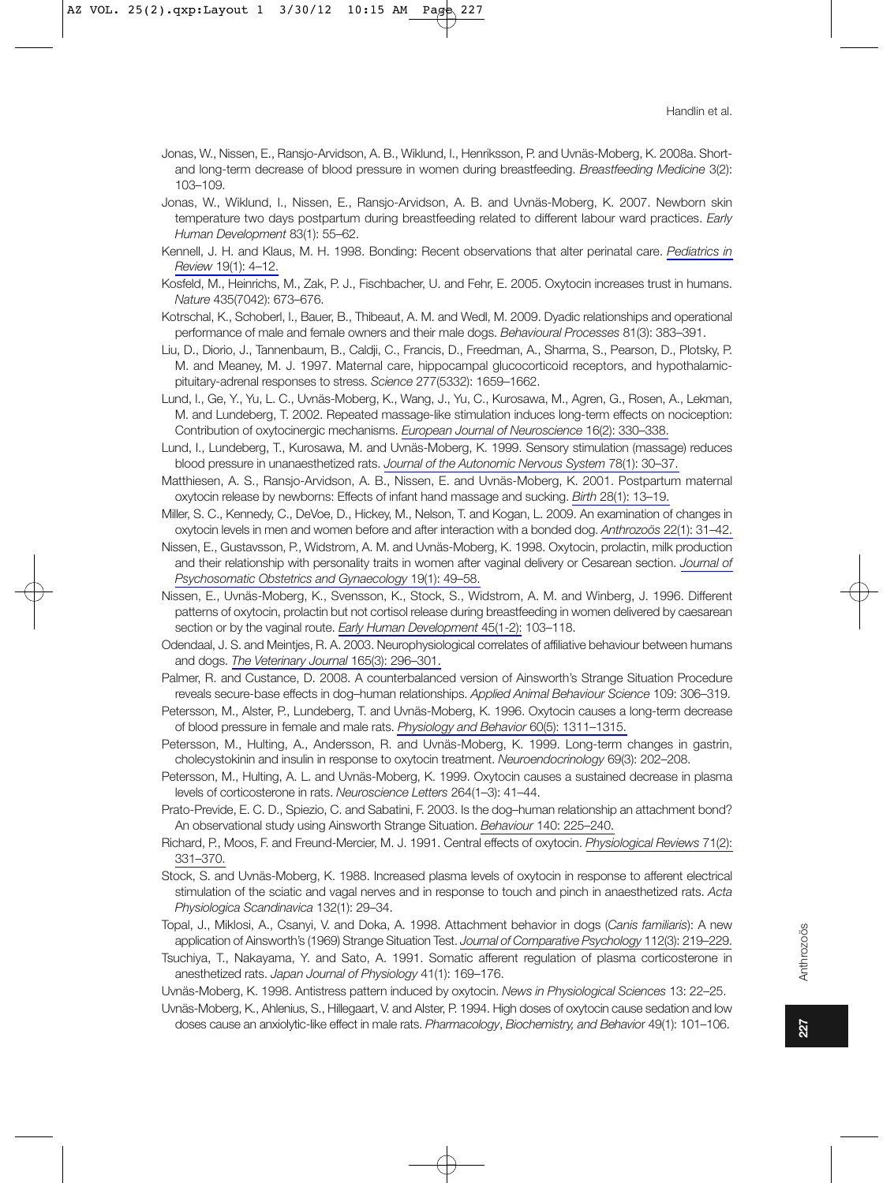Jonas, W., Nissen, E., Ransjo-Arvidson, A. B., Wiklund, I., Henriksson, P. and Uvnäs-Moberg, K. 2008a. Short- and long-term decrease of blood pressure in women during breastfeeding. *Breastfeeding Medicine* 3(2): 103–109.

Jonas, W., Wiklund, I., Nissen, E., Ransjo-Arvidson, A. B. and Uvnäs-Moberg, K. 2007. Newborn skin temperature two days postpartum during breastfeeding related to different labour ward practices. *Early Human Development* 83(1): 55–62.

Kennell, J. H. and Klaus, M. H. 1998. Bonding: Recent observations that alter perinatal care. *Pediatrics in Review* 19(1): 4–12.

Kosfeld, M., Heinrichs, M., Zak, P. J., Fischbacher, U. and Fehr, E. 2005. Oxytocin increases trust in humans. *Nature* 435(7042): 673–676.

Kotrschal, K., Schoberl, I., Bauer, B., Thibeaut, A. M. and Wedl, M. 2009. Dyadic relationships and operational performance of male and female owners and their male dogs. *Behavioural Processes* 81(3): 383–391.

Liu, D., Diorio, J., Tannenbaum, B., Caldji, C., Francis, D., Freedman, A., Sharma, S., Pearson, D., Plotsky, P. M. and Meaney, M. J. 1997. Maternal care, hippocampal glucocorticoid receptors, and hypothalamic-pituitary-adrenal responses to stress. *Science* 277(5332): 1659–1662.

Lund, I., Ge, Y., Yu, L. C., Uvnäs-Moberg, K., Wang, J., Yu, C., Kurosawa, M., Agren, G., Rosen, A., Lekman, M. and Lundeberg, T. 2002. Repeated massage-like stimulation induces long-term effects on nociception: Contribution of oxytocinergic mechanisms. *European Journal of Neuroscience* 16(2): 330–338.

Lund, I., Lundeberg, T., Kurosawa, M. and Uvnäs-Moberg, K. 1999. Sensory stimulation (massage) reduces blood pressure in unanaesthetized rats. *Journal of the Autonomic Nervous System* 78(1): 30–37.

Matthiesen, A. S., Ransjo-Arvidson, A. B., Nissen, E. and Uvnäs-Moberg, K. 2001. Postpartum maternal oxytocin release by newborns: Effects of infant hand massage and sucking. *Birth* 28(1): 13–19.

Miller, S. C., Kennedy, C., DeVoe, D., Hickey, M., Nelson, T. and Kogan, L. 2009. An examination of changes in oxytocin levels in men and women before and after interaction with a bonded dog. *Anthrozoös* 22(1): 31–42.

Nissen, E., Gustavsson, P., Widstrom, A. M. and Uvnäs-Moberg, K. 1998. Oxytocin, prolactin, milk production and their relationship with personality traits in women after vaginal delivery or Cesarean section. *Journal of Psychosomatic Obstetrics and Gynaecology* 19(1): 49–58.

Nissen, E., Uvnäs-Moberg, K., Svensson, K., Stock, S., Widstrom, A. M. and Winberg, J. 1996. Different patterns of oxytocin, prolactin but not cortisol release during breastfeeding in women delivered by caesarean section or by the vaginal route. *Early Human Development* 45(1-2): 103–118.

Odendaal, J. S. and Meintjes, R. A. 2003. Neurophysiological correlates of affiliative behaviour between humans and dogs. *The Veterinary Journal* 165(3): 296–301.

Palmer, R. and Custance, D. 2008. A counterbalanced version of Ainsworth's Strange Situation Procedure reveals secure-base effects in dog–human relationships. *Applied Animal Behaviour Science* 109: 306–319.

Petersson, M., Alster, P., Lundeberg, T. and Uvnäs-Moberg, K. 1996. Oxytocin causes a long-term decrease of blood pressure in female and male rats. *Physiology and Behavior* 60(5): 1311–1315.

Petersson, M., Hulting, A., Andersson, R. and Uvnäs-Moberg, K. 1999. Long-term changes in gastrin, cholecystokinin and insulin in response to oxytocin treatment. *Neuroendocrinology* 69(3): 202–208.

Petersson, M., Hulting, A. L. and Uvnäs-Moberg, K. 1999. Oxytocin causes a sustained decrease in plasma levels of corticosterone in rats. *Neuroscience Letters* 264(1–3): 41–44.

Prato-Previde, E. C. D., Spiezio, C. and Sabatini, F. 2003. Is the dog–human relationship an attachment bond? An observational study using Ainsworth Strange Situation. *Behaviour* 140: 225–240.

Richard, P., Moos, F. and Freund-Mercier, M. J. 1991. Central effects of oxytocin. *Physiological Reviews* 71(2): 331–370.

Stock, S. and Uvnäs-Moberg, K. 1988. Increased plasma levels of oxytocin in response to afferent electrical stimulation of the sciatic and vagal nerves and in response to touch and pinch in anaesthetized rats. *Acta Physiologica Scandinavica* 132(1): 29–34.

Topal, J., Miklosi, A., Csanyi, V. and Doka, A. 1998. Attachment behavior in dogs (*Canis familiaris*): A new application of Ainsworth's (1969) Strange Situation Test. *Journal of Comparative Psychology* 112(3): 219–229.

Tsuchiya, T., Nakayama, Y. and Sato, A. 1991. Somatic afferent regulation of plasma corticosterone in anesthetized rats. *Japan Journal of Physiology* 41(1): 169–176.

Uvnäs-Moberg, K. 1998. Antistress pattern induced by oxytocin. *News in Physiological Sciences* 13: 22–25.

Uvnäs-Moberg, K., Ahlenius, S., Hillegaart, V. and Alster, P. 1994. High doses of oxytocin cause sedation and low doses cause an anxiolytic-like effect in male rats. *Pharmacology, Biochemistry, and Behavior* 49(1): 101–106.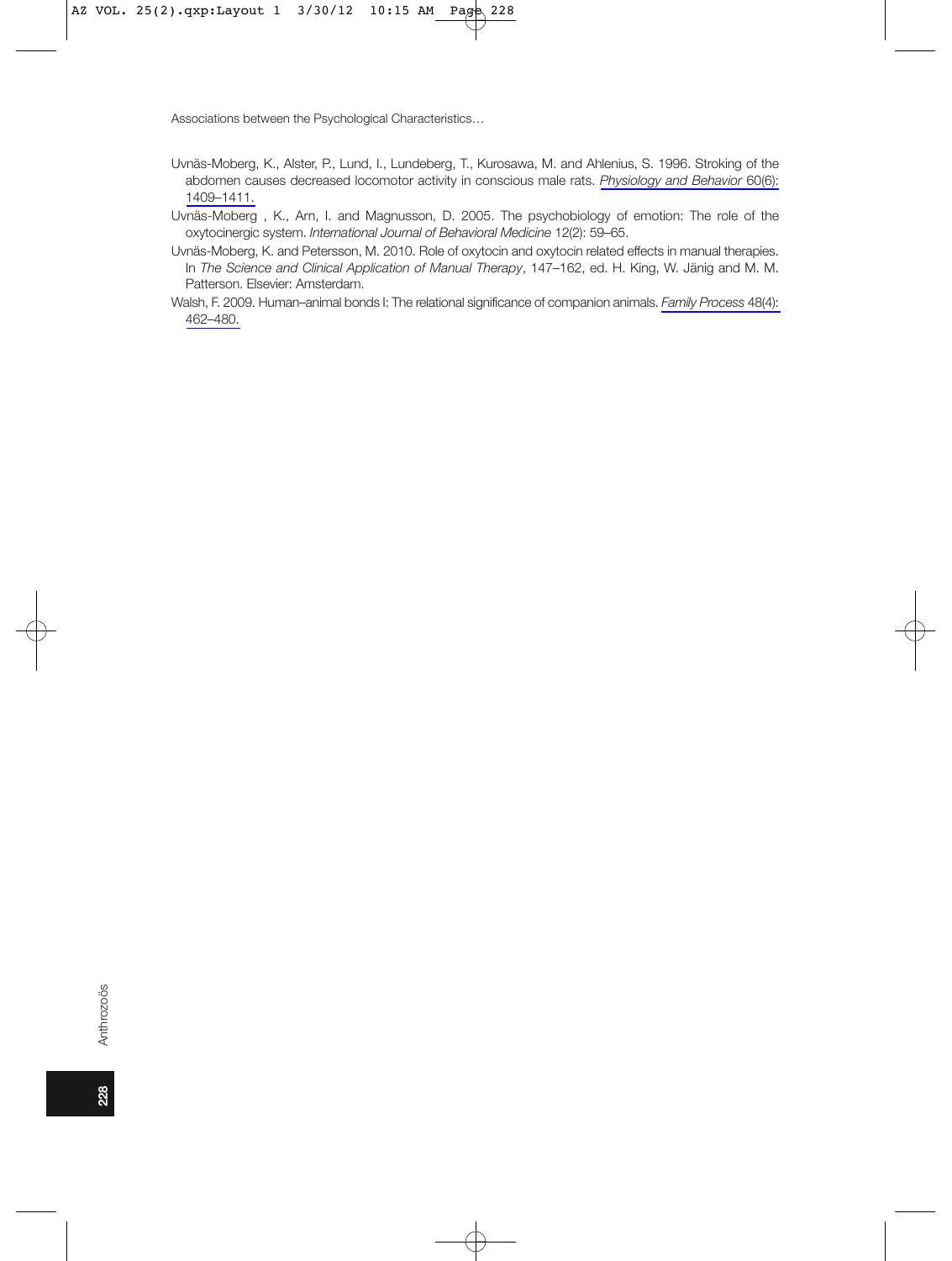Uvnäs-Moberg, K., Alster, P., Lund, I., Lundeberg, T., Kurosawa, M. and Ahlenius, S. 1996. Stroking of the abdomen causes decreased locomotor activity in conscious male rats. *Physiology and Behavior* 60(6): 1409–1411.

Uvnäs-Moberg , K., Arn, I. and Magnusson, D. 2005. The psychobiology of emotion: The role of the oxytocinergic system. *International Journal of Behavioral Medicine* 12(2): 59–65.

Uvnäs-Moberg, K. and Petersson, M. 2010. Role of oxytocin and oxytocin related effects in manual therapies. In *The Science and Clinical Application of Manual Therapy*, 147–162, ed. H. King, W. Jänig and M. M. Patterson. Elsevier: Amsterdam.

Walsh, F. 2009. Human–animal bonds I: The relational significance of companion animals. *Family Process* 48(4): 462–480.